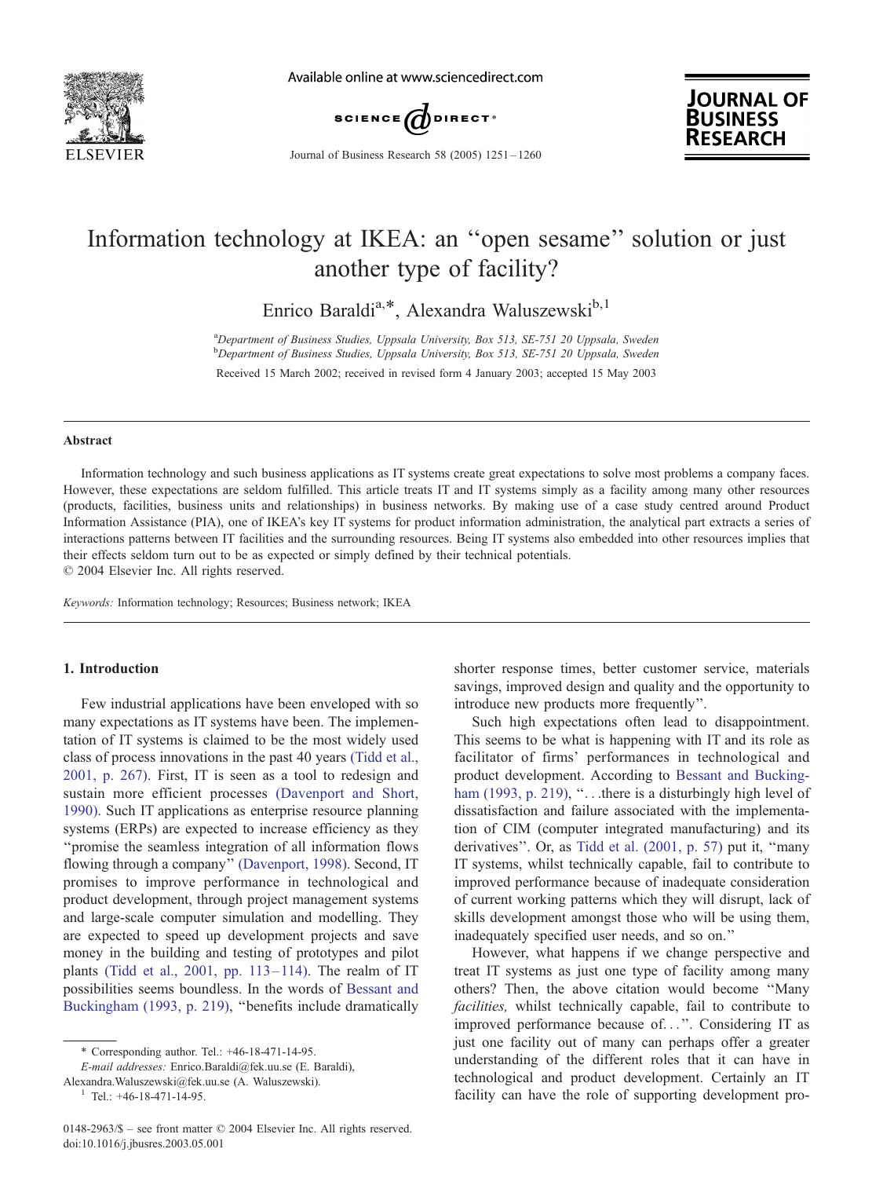# Information technology at IKEA: an "open sesame" solution or just another type of facility?

Enrico Baraldi[a,*], Alexandra Waluszewski[b,1]

[a]Department of Business Studies, Uppsala University, Box 513, SE-751 20 Uppsala, Sweden
[b]Department of Business Studies, Uppsala University, Box 513, SE-751 20 Uppsala, Sweden

Received 15 March 2002; received in revised form 4 January 2003; accepted 15 May 2003

## Abstract

Information technology and such business applications as IT systems create great expectations to solve most problems a company faces. However, these expectations are seldom fulfilled. This article treats IT and IT systems simply as a facility among many other resources (products, facilities, business units and relationships) in business networks. By making use of a case study centred around Product Information Assistance (PIA), one of IKEA's key IT systems for product information administration, the analytical part extracts a series of interactions patterns between IT facilities and the surrounding resources. Being IT systems also embedded into other resources implies that their effects seldom turn out to be as expected or simply defined by their technical potentials.
© 2004 Elsevier Inc. All rights reserved.

*Keywords:* Information technology; Resources; Business network; IKEA

## 1. Introduction

Few industrial applications have been enveloped with so many expectations as IT systems have been. The implementation of IT systems is claimed to be the most widely used class of process innovations in the past 40 years (Tidd et al., 2001, p. 267). First, IT is seen as a tool to redesign and sustain more efficient processes (Davenport and Short, 1990). Such IT applications as enterprise resource planning systems (ERPs) are expected to increase efficiency as they "promise the seamless integration of all information flows flowing through a company" (Davenport, 1998). Second, IT promises to improve performance in technological and product development, through project management systems and large-scale computer simulation and modelling. They are expected to speed up development projects and save money in the building and testing of prototypes and pilot plants (Tidd et al., 2001, pp. 113–114). The realm of IT possibilities seems boundless. In the words of Bessant and Buckingham (1993, p. 219), "benefits include dramatically shorter response times, better customer service, materials savings, improved design and quality and the opportunity to introduce new products more frequently".

Such high expectations often lead to disappointment. This seems to be what is happening with IT and its role as facilitator of firms' performances in technological and product development. According to Bessant and Buckingham (1993, p. 219), "...there is a disturbingly high level of dissatisfaction and failure associated with the implementation of CIM (computer integrated manufacturing) and its derivatives". Or, as Tidd et al. (2001, p. 57) put it, "many IT systems, whilst technically capable, fail to contribute to improved performance because of inadequate consideration of current working patterns which they will disrupt, lack of skills development amongst those who will be using them, inadequately specified user needs, and so on."

However, what happens if we change perspective and treat IT systems as just one type of facility among many others? Then, the above citation would become "Many *facilities,* whilst technically capable, fail to contribute to improved performance because of...". Considering IT as just one facility out of many can perhaps offer a greater understanding of the different roles that it can have in technological and product development. Certainly an IT facility can have the role of supporting development pro-

\* Corresponding author. Tel.: +46-18-471-14-95.
*E-mail addresses:* Enrico.Baraldi@fek.uu.se (E. Baraldi), Alexandra.Waluszewski@fek.uu.se (A. Waluszewski).
[1] Tel.: +46-18-471-14-95.

0148-2963/$ – see front matter © 2004 Elsevier Inc. All rights reserved.
doi:10.1016/j.jbusres.2003.05.001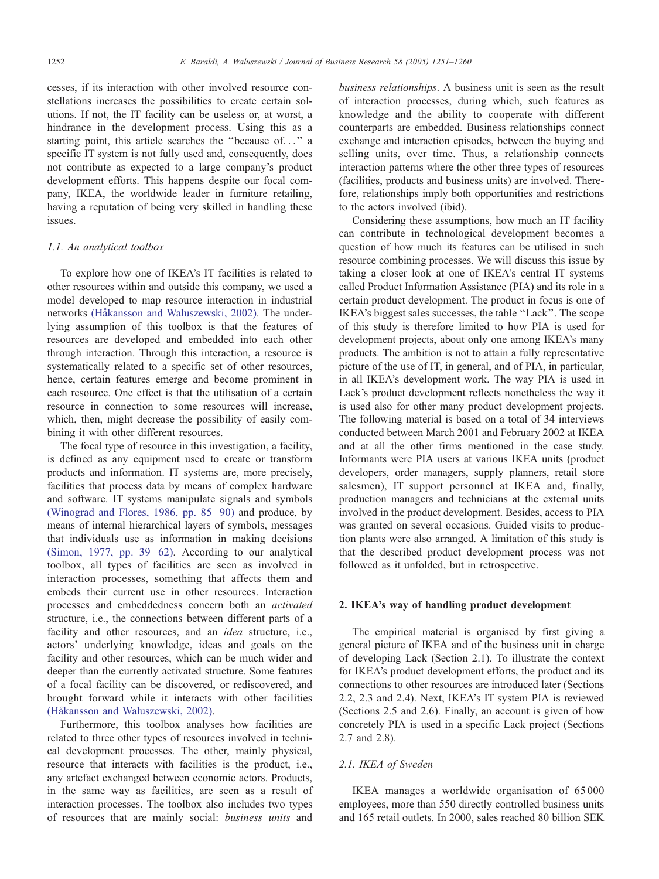cesses, if its interaction with other involved resource constellations increases the possibilities to create certain solutions. If not, the IT facility can be useless or, at worst, a hindrance in the development process. Using this as a starting point, this article searches the "because of..." a specific IT system is not fully used and, consequently, does not contribute as expected to a large company's product development efforts. This happens despite our focal company, IKEA, the worldwide leader in furniture retailing, having a reputation of being very skilled in handling these issues.

### 1.1. An analytical toolbox

To explore how one of IKEA's IT facilities is related to other resources within and outside this company, we used a model developed to map resource interaction in industrial networks (Håkansson and Waluszewski, 2002). The underlying assumption of this toolbox is that the features of resources are developed and embedded into each other through interaction. Through this interaction, a resource is systematically related to a specific set of other resources, hence, certain features emerge and become prominent in each resource. One effect is that the utilisation of a certain resource in connection to some resources will increase, which, then, might decrease the possibility of easily combining it with other different resources.

The focal type of resource in this investigation, a facility, is defined as any equipment used to create or transform products and information. IT systems are, more precisely, facilities that process data by means of complex hardware and software. IT systems manipulate signals and symbols (Winograd and Flores, 1986, pp. 85–90) and produce, by means of internal hierarchical layers of symbols, messages that individuals use as information in making decisions (Simon, 1977, pp. 39–62). According to our analytical toolbox, all types of facilities are seen as involved in interaction processes, something that affects them and embeds their current use in other resources. Interaction processes and embeddedness concern both an *activated* structure, i.e., the connections between different parts of a facility and other resources, and an *idea* structure, i.e., actors' underlying knowledge, ideas and goals on the facility and other resources, which can be much wider and deeper than the currently activated structure. Some features of a focal facility can be discovered, or rediscovered, and brought forward while it interacts with other facilities (Håkansson and Waluszewski, 2002).

Furthermore, this toolbox analyses how facilities are related to three other types of resources involved in technical development processes. The other, mainly physical, resource that interacts with facilities is the product, i.e., any artefact exchanged between economic actors. Products, in the same way as facilities, are seen as a result of interaction processes. The toolbox also includes two types of resources that are mainly social: *business units* and *business relationships*. A business unit is seen as the result of interaction processes, during which, such features as knowledge and the ability to cooperate with different counterparts are embedded. Business relationships connect exchange and interaction episodes, between the buying and selling units, over time. Thus, a relationship connects interaction patterns where the other three types of resources (facilities, products and business units) are involved. Therefore, relationships imply both opportunities and restrictions to the actors involved (ibid).

Considering these assumptions, how much an IT facility can contribute in technological development becomes a question of how much its features can be utilised in such resource combining processes. We will discuss this issue by taking a closer look at one of IKEA's central IT systems called Product Information Assistance (PIA) and its role in a certain product development. The product in focus is one of IKEA's biggest sales successes, the table "Lack". The scope of this study is therefore limited to how PIA is used for development projects, about only one among IKEA's many products. The ambition is not to attain a fully representative picture of the use of IT, in general, and of PIA, in particular, in all IKEA's development work. The way PIA is used in Lack's product development reflects nonetheless the way it is used also for other many product development projects. The following material is based on a total of 34 interviews conducted between March 2001 and February 2002 at IKEA and at all the other firms mentioned in the case study. Informants were PIA users at various IKEA units (product developers, order managers, supply planners, retail store salesmen), IT support personnel at IKEA and, finally, production managers and technicians at the external units involved in the product development. Besides, access to PIA was granted on several occasions. Guided visits to production plants were also arranged. A limitation of this study is that the described product development process was not followed as it unfolded, but in retrospective.

## 2. IKEA's way of handling product development

The empirical material is organised by first giving a general picture of IKEA and of the business unit in charge of developing Lack (Section 2.1). To illustrate the context for IKEA's product development efforts, the product and its connections to other resources are introduced later (Sections 2.2, 2.3 and 2.4). Next, IKEA's IT system PIA is reviewed (Sections 2.5 and 2.6). Finally, an account is given of how concretely PIA is used in a specific Lack project (Sections 2.7 and 2.8).

### 2.1. IKEA of Sweden

IKEA manages a worldwide organisation of 65 000 employees, more than 550 directly controlled business units and 165 retail outlets. In 2000, sales reached 80 billion SEK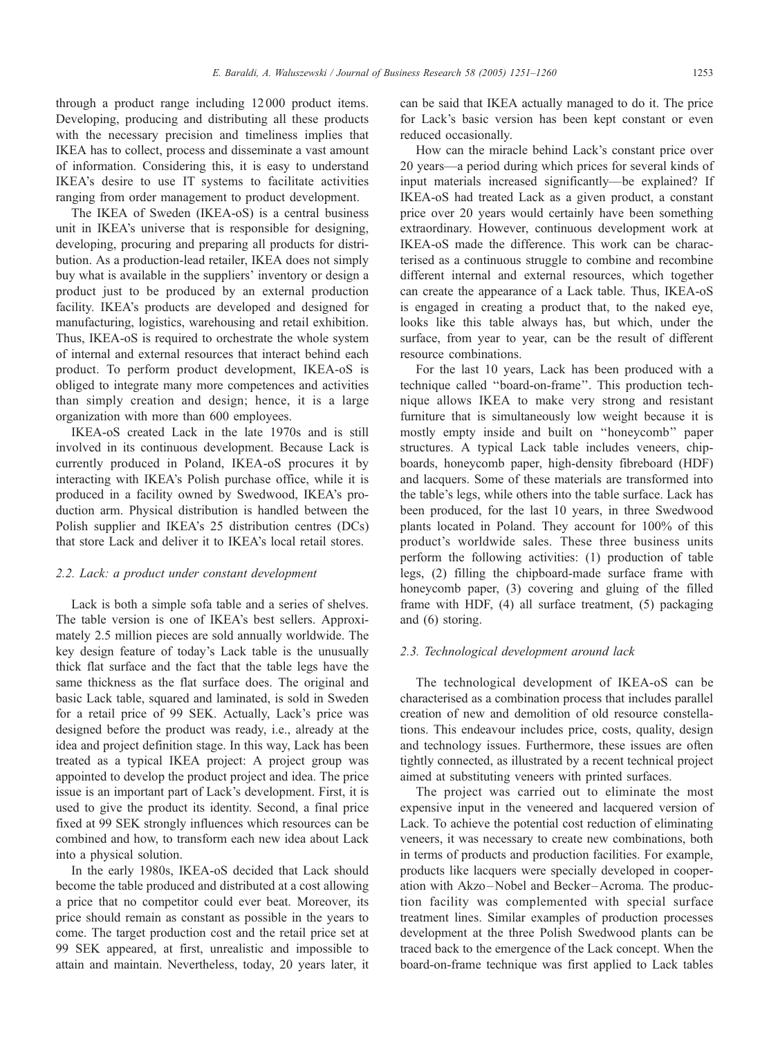through a product range including 12 000 product items. Developing, producing and distributing all these products with the necessary precision and timeliness implies that IKEA has to collect, process and disseminate a vast amount of information. Considering this, it is easy to understand IKEA's desire to use IT systems to facilitate activities ranging from order management to product development.

The IKEA of Sweden (IKEA-oS) is a central business unit in IKEA's universe that is responsible for designing, developing, procuring and preparing all products for distribution. As a production-lead retailer, IKEA does not simply buy what is available in the suppliers' inventory or design a product just to be produced by an external production facility. IKEA's products are developed and designed for manufacturing, logistics, warehousing and retail exhibition. Thus, IKEA-oS is required to orchestrate the whole system of internal and external resources that interact behind each product. To perform product development, IKEA-oS is obliged to integrate many more competences and activities than simply creation and design; hence, it is a large organization with more than 600 employees.

IKEA-oS created Lack in the late 1970s and is still involved in its continuous development. Because Lack is currently produced in Poland, IKEA-oS procures it by interacting with IKEA's Polish purchase office, while it is produced in a facility owned by Swedwood, IKEA's production arm. Physical distribution is handled between the Polish supplier and IKEA's 25 distribution centres (DCs) that store Lack and deliver it to IKEA's local retail stores.

### 2.2. Lack: a product under constant development

Lack is both a simple sofa table and a series of shelves. The table version is one of IKEA's best sellers. Approximately 2.5 million pieces are sold annually worldwide. The key design feature of today's Lack table is the unusually thick flat surface and the fact that the table legs have the same thickness as the flat surface does. The original and basic Lack table, squared and laminated, is sold in Sweden for a retail price of 99 SEK. Actually, Lack's price was designed before the product was ready, i.e., already at the idea and project definition stage. In this way, Lack has been treated as a typical IKEA project: A project group was appointed to develop the product project and idea. The price issue is an important part of Lack's development. First, it is used to give the product its identity. Second, a final price fixed at 99 SEK strongly influences which resources can be combined and how, to transform each new idea about Lack into a physical solution.

In the early 1980s, IKEA-oS decided that Lack should become the table produced and distributed at a cost allowing a price that no competitor could ever beat. Moreover, its price should remain as constant as possible in the years to come. The target production cost and the retail price set at 99 SEK appeared, at first, unrealistic and impossible to attain and maintain. Nevertheless, today, 20 years later, it can be said that IKEA actually managed to do it. The price for Lack's basic version has been kept constant or even reduced occasionally.

How can the miracle behind Lack's constant price over 20 years—a period during which prices for several kinds of input materials increased significantly—be explained? If IKEA-oS had treated Lack as a given product, a constant price over 20 years would certainly have been something extraordinary. However, continuous development work at IKEA-oS made the difference. This work can be characterised as a continuous struggle to combine and recombine different internal and external resources, which together can create the appearance of a Lack table. Thus, IKEA-oS is engaged in creating a product that, to the naked eye, looks like this table always has, but which, under the surface, from year to year, can be the result of different resource combinations.

For the last 10 years, Lack has been produced with a technique called "board-on-frame". This production technique allows IKEA to make very strong and resistant furniture that is simultaneously low weight because it is mostly empty inside and built on "honeycomb" paper structures. A typical Lack table includes veneers, chipboards, honeycomb paper, high-density fibreboard (HDF) and lacquers. Some of these materials are transformed into the table's legs, while others into the table surface. Lack has been produced, for the last 10 years, in three Swedwood plants located in Poland. They account for 100% of this product's worldwide sales. These three business units perform the following activities: (1) production of table legs, (2) filling the chipboard-made surface frame with honeycomb paper, (3) covering and gluing of the filled frame with HDF, (4) all surface treatment, (5) packaging and (6) storing.

### 2.3. Technological development around lack

The technological development of IKEA-oS can be characterised as a combination process that includes parallel creation of new and demolition of old resource constellations. This endeavour includes price, costs, quality, design and technology issues. Furthermore, these issues are often tightly connected, as illustrated by a recent technical project aimed at substituting veneers with printed surfaces.

The project was carried out to eliminate the most expensive input in the veneered and lacquered version of Lack. To achieve the potential cost reduction of eliminating veneers, it was necessary to create new combinations, both in terms of products and production facilities. For example, products like lacquers were specially developed in cooperation with Akzo–Nobel and Becker–Acroma. The production facility was complemented with special surface treatment lines. Similar examples of production processes development at the three Polish Swedwood plants can be traced back to the emergence of the Lack concept. When the board-on-frame technique was first applied to Lack tables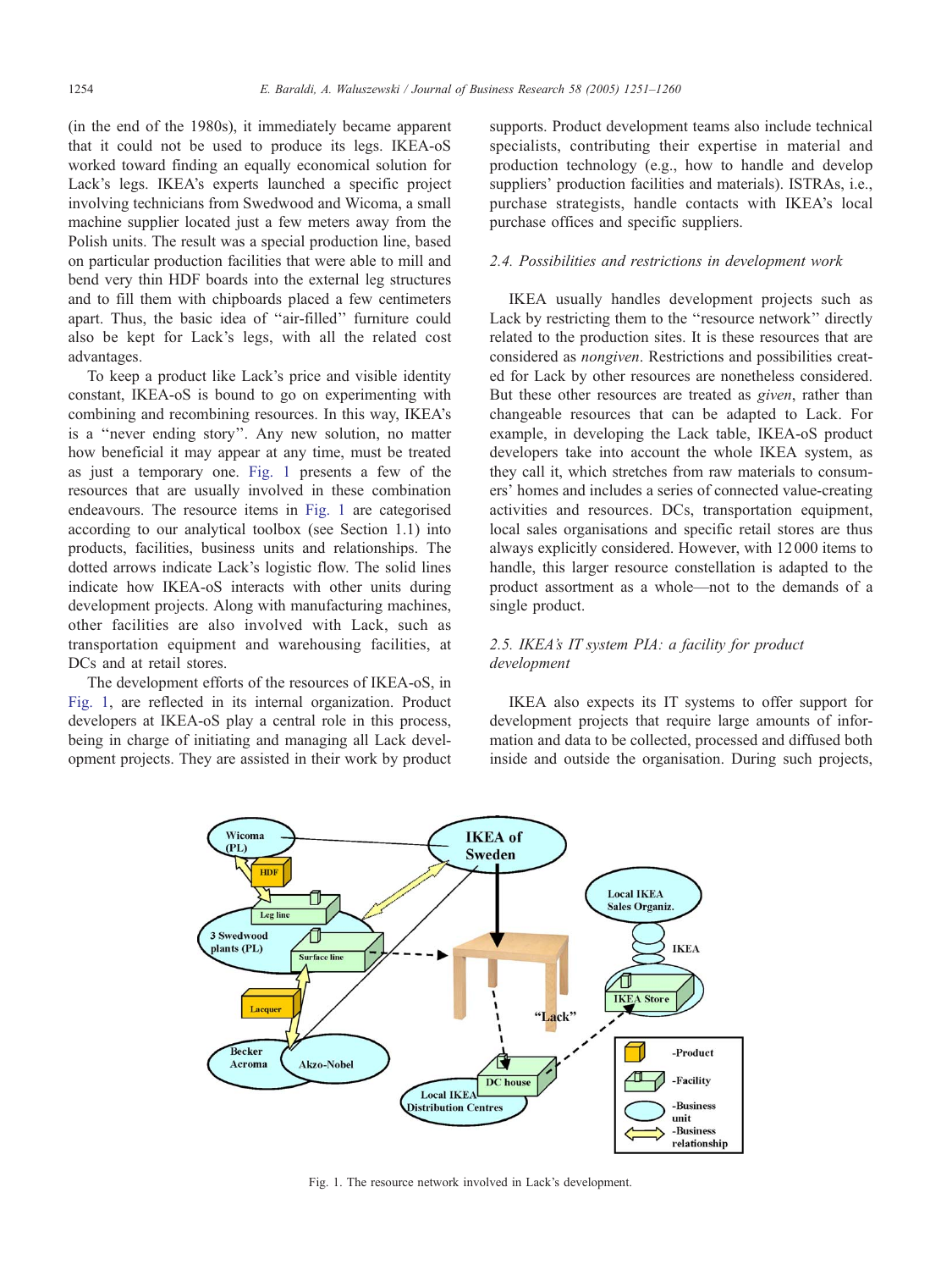(in the end of the 1980s), it immediately became apparent that it could not be used to produce its legs. IKEA-oS worked toward finding an equally economical solution for Lack's legs. IKEA's experts launched a specific project involving technicians from Swedwood and Wicoma, a small machine supplier located just a few meters away from the Polish units. The result was a special production line, based on particular production facilities that were able to mill and bend very thin HDF boards into the external leg structures and to fill them with chipboards placed a few centimeters apart. Thus, the basic idea of "air-filled" furniture could also be kept for Lack's legs, with all the related cost advantages.

To keep a product like Lack's price and visible identity constant, IKEA-oS is bound to go on experimenting with combining and recombining resources. In this way, IKEA's is a "never ending story". Any new solution, no matter how beneficial it may appear at any time, must be treated as just a temporary one. Fig. 1 presents a few of the resources that are usually involved in these combination endeavours. The resource items in Fig. 1 are categorised according to our analytical toolbox (see Section 1.1) into products, facilities, business units and relationships. The dotted arrows indicate Lack's logistic flow. The solid lines indicate how IKEA-oS interacts with other units during development projects. Along with manufacturing machines, other facilities are also involved with Lack, such as transportation equipment and warehousing facilities, at DCs and at retail stores.

The development efforts of the resources of IKEA-oS, in Fig. 1, are reflected in its internal organization. Product developers at IKEA-oS play a central role in this process, being in charge of initiating and managing all Lack development projects. They are assisted in their work by product supports. Product development teams also include technical specialists, contributing their expertise in material and production technology (e.g., how to handle and develop suppliers' production facilities and materials). ISTRAs, i.e., purchase strategists, handle contacts with IKEA's local purchase offices and specific suppliers.

### 2.4. Possibilities and restrictions in development work

IKEA usually handles development projects such as Lack by restricting them to the "resource network" directly related to the production sites. It is these resources that are considered as *nongiven*. Restrictions and possibilities created for Lack by other resources are nonetheless considered. But these other resources are treated as *given*, rather than changeable resources that can be adapted to Lack. For example, in developing the Lack table, IKEA-oS product developers take into account the whole IKEA system, as they call it, which stretches from raw materials to consumers' homes and includes a series of connected value-creating activities and resources. DCs, transportation equipment, local sales organisations and specific retail stores are thus always explicitly considered. However, with 12 000 items to handle, this larger resource constellation is adapted to the product assortment as a whole—not to the demands of a single product.

### 2.5. IKEA's IT system PIA: a facility for product development

IKEA also expects its IT systems to offer support for development projects that require large amounts of information and data to be collected, processed and diffused both inside and outside the organisation. During such projects,

Fig. 1. The resource network involved in Lack's development.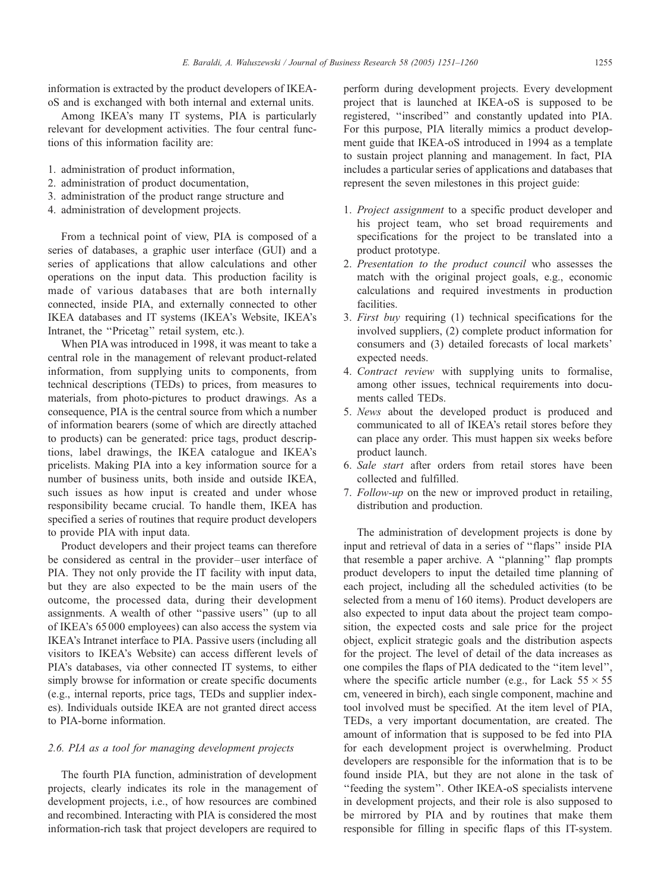information is extracted by the product developers of IKEA-oS and is exchanged with both internal and external units.

Among IKEA's many IT systems, PIA is particularly relevant for development activities. The four central functions of this information facility are:

1. administration of product information,
2. administration of product documentation,
3. administration of the product range structure and
4. administration of development projects.

From a technical point of view, PIA is composed of a series of databases, a graphic user interface (GUI) and a series of applications that allow calculations and other operations on the input data. This production facility is made of various databases that are both internally connected, inside PIA, and externally connected to other IKEA databases and IT systems (IKEA's Website, IKEA's Intranet, the ''Pricetag'' retail system, etc.).

When PIA was introduced in 1998, it was meant to take a central role in the management of relevant product-related information, from supplying units to components, from technical descriptions (TEDs) to prices, from measures to materials, from photo-pictures to product drawings. As a consequence, PIA is the central source from which a number of information bearers (some of which are directly attached to products) can be generated: price tags, product descriptions, label drawings, the IKEA catalogue and IKEA's pricelists. Making PIA into a key information source for a number of business units, both inside and outside IKEA, such issues as how input is created and under whose responsibility became crucial. To handle them, IKEA has specified a series of routines that require product developers to provide PIA with input data.

Product developers and their project teams can therefore be considered as central in the provider–user interface of PIA. They not only provide the IT facility with input data, but they are also expected to be the main users of the outcome, the processed data, during their development assignments. A wealth of other ''passive users'' (up to all of IKEA's 65 000 employees) can also access the system via IKEA's Intranet interface to PIA. Passive users (including all visitors to IKEA's Website) can access different levels of PIA's databases, via other connected IT systems, to either simply browse for information or create specific documents (e.g., internal reports, price tags, TEDs and supplier indexes). Individuals outside IKEA are not granted direct access to PIA-borne information.

### 2.6. PIA as a tool for managing development projects

The fourth PIA function, administration of development projects, clearly indicates its role in the management of development projects, i.e., of how resources are combined and recombined. Interacting with PIA is considered the most information-rich task that project developers are required to perform during development projects. Every development project that is launched at IKEA-oS is supposed to be registered, ''inscribed'' and constantly updated into PIA. For this purpose, PIA literally mimics a product development guide that IKEA-oS introduced in 1994 as a template to sustain project planning and management. In fact, PIA includes a particular series of applications and databases that represent the seven milestones in this project guide:

1. *Project assignment* to a specific product developer and his project team, who set broad requirements and specifications for the project to be translated into a product prototype.
2. *Presentation to the product council* who assesses the match with the original project goals, e.g., economic calculations and required investments in production facilities.
3. *First buy* requiring (1) technical specifications for the involved suppliers, (2) complete product information for consumers and (3) detailed forecasts of local markets' expected needs.
4. *Contract review* with supplying units to formalise, among other issues, technical requirements into documents called TEDs.
5. *News* about the developed product is produced and communicated to all of IKEA's retail stores before they can place any order. This must happen six weeks before product launch.
6. *Sale start* after orders from retail stores have been collected and fulfilled.
7. *Follow-up* on the new or improved product in retailing, distribution and production.

The administration of development projects is done by input and retrieval of data in a series of ''flaps'' inside PIA that resemble a paper archive. A ''planning'' flap prompts product developers to input the detailed time planning of each project, including all the scheduled activities (to be selected from a menu of 160 items). Product developers are also expected to input data about the project team composition, the expected costs and sale price for the project object, explicit strategic goals and the distribution aspects for the project. The level of detail of the data increases as one compiles the flaps of PIA dedicated to the ''item level'', where the specific article number (e.g., for Lack $55 \times 55$ cm, veneered in birch), each single component, machine and tool involved must be specified. At the item level of PIA, TEDs, a very important documentation, are created. The amount of information that is supposed to be fed into PIA for each development project is overwhelming. Product developers are responsible for the information that is to be found inside PIA, but they are not alone in the task of ''feeding the system''. Other IKEA-oS specialists intervene in development projects, and their role is also supposed to be mirrored by PIA and by routines that make them responsible for filling in specific flaps of this IT-system.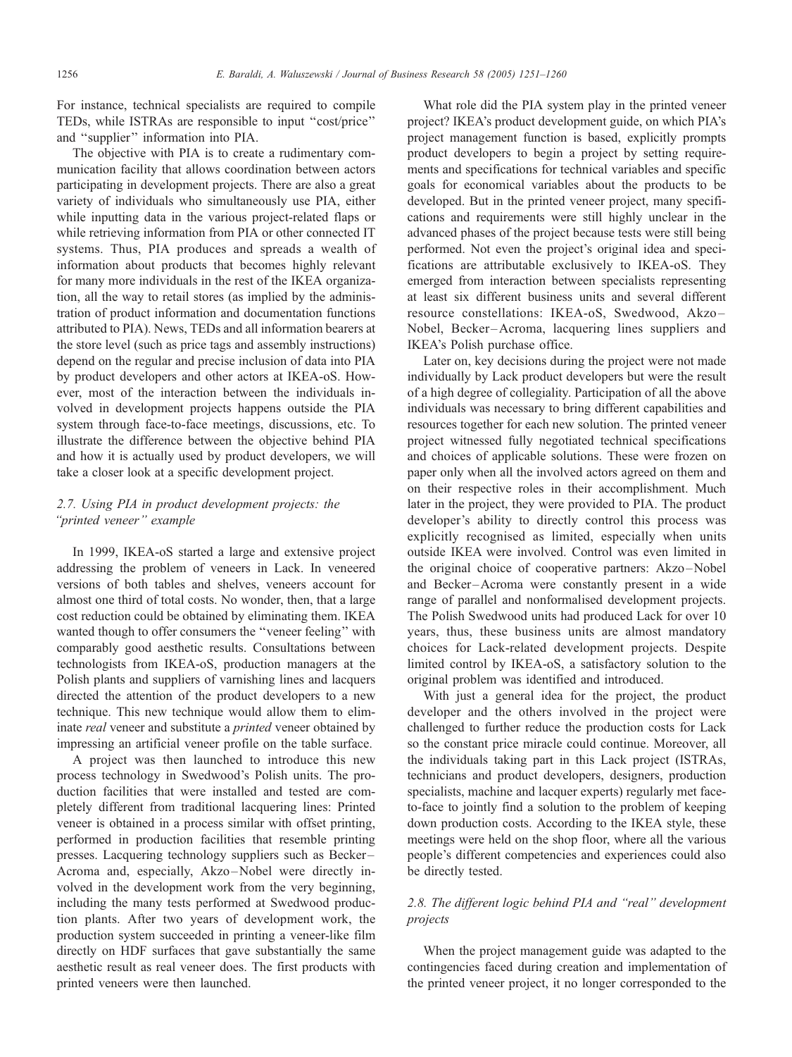For instance, technical specialists are required to compile TEDs, while ISTRAs are responsible to input ''cost/price'' and ''supplier'' information into PIA.

The objective with PIA is to create a rudimentary communication facility that allows coordination between actors participating in development projects. There are also a great variety of individuals who simultaneously use PIA, either while inputting data in the various project-related flaps or while retrieving information from PIA or other connected IT systems. Thus, PIA produces and spreads a wealth of information about products that becomes highly relevant for many more individuals in the rest of the IKEA organization, all the way to retail stores (as implied by the administration of product information and documentation functions attributed to PIA). News, TEDs and all information bearers at the store level (such as price tags and assembly instructions) depend on the regular and precise inclusion of data into PIA by product developers and other actors at IKEA-oS. However, most of the interaction between the individuals involved in development projects happens outside the PIA system through face-to-face meetings, discussions, etc. To illustrate the difference between the objective behind PIA and how it is actually used by product developers, we will take a closer look at a specific development project.

### 2.7. Using PIA in product development projects: the ''printed veneer'' example

In 1999, IKEA-oS started a large and extensive project addressing the problem of veneers in Lack. In veneered versions of both tables and shelves, veneers account for almost one third of total costs. No wonder, then, that a large cost reduction could be obtained by eliminating them. IKEA wanted though to offer consumers the ''veneer feeling'' with comparably good aesthetic results. Consultations between technologists from IKEA-oS, production managers at the Polish plants and suppliers of varnishing lines and lacquers directed the attention of the product developers to a new technique. This new technique would allow them to eliminate *real* veneer and substitute a *printed* veneer obtained by impressing an artificial veneer profile on the table surface.

A project was then launched to introduce this new process technology in Swedwood's Polish units. The production facilities that were installed and tested are completely different from traditional lacquering lines: Printed veneer is obtained in a process similar with offset printing, performed in production facilities that resemble printing presses. Lacquering technology suppliers such as Becker–Acroma and, especially, Akzo–Nobel were directly involved in the development work from the very beginning, including the many tests performed at Swedwood production plants. After two years of development work, the production system succeeded in printing a veneer-like film directly on HDF surfaces that gave substantially the same aesthetic result as real veneer does. The first products with printed veneers were then launched.

What role did the PIA system play in the printed veneer project? IKEA's product development guide, on which PIA's project management function is based, explicitly prompts product developers to begin a project by setting requirements and specifications for technical variables and specific goals for economical variables about the products to be developed. But in the printed veneer project, many specifications and requirements were still highly unclear in the advanced phases of the project because tests were still being performed. Not even the project's original idea and specifications are attributable exclusively to IKEA-oS. They emerged from interaction between specialists representing at least six different business units and several different resource constellations: IKEA-oS, Swedwood, Akzo–Nobel, Becker–Acroma, lacquering lines suppliers and IKEA's Polish purchase office.

Later on, key decisions during the project were not made individually by Lack product developers but were the result of a high degree of collegiality. Participation of all the above individuals was necessary to bring different capabilities and resources together for each new solution. The printed veneer project witnessed fully negotiated technical specifications and choices of applicable solutions. These were frozen on paper only when all the involved actors agreed on them and on their respective roles in their accomplishment. Much later in the project, they were provided to PIA. The product developer's ability to directly control this process was explicitly recognised as limited, especially when units outside IKEA were involved. Control was even limited in the original choice of cooperative partners: Akzo–Nobel and Becker–Acroma were constantly present in a wide range of parallel and nonformalised development projects. The Polish Swedwood units had produced Lack for over 10 years, thus, these business units are almost mandatory choices for Lack-related development projects. Despite limited control by IKEA-oS, a satisfactory solution to the original problem was identified and introduced.

With just a general idea for the project, the product developer and the others involved in the project were challenged to further reduce the production costs for Lack so the constant price miracle could continue. Moreover, all the individuals taking part in this Lack project (ISTRAs, technicians and product developers, designers, production specialists, machine and lacquer experts) regularly met face-to-face to jointly find a solution to the problem of keeping down production costs. According to the IKEA style, these meetings were held on the shop floor, where all the various people's different competencies and experiences could also be directly tested.

### 2.8. The different logic behind PIA and ''real'' development projects

When the project management guide was adapted to the contingencies faced during creation and implementation of the printed veneer project, it no longer corresponded to the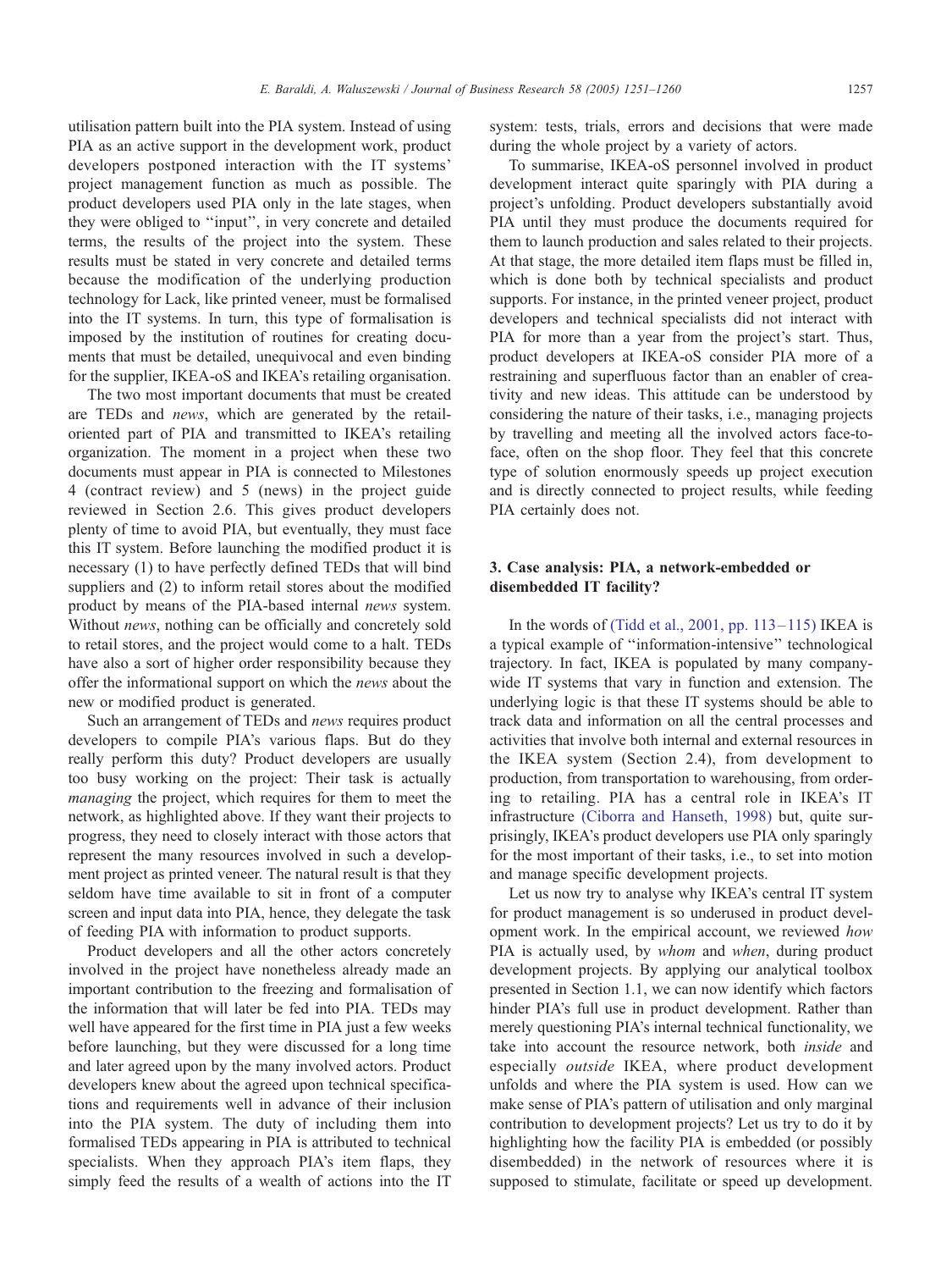utilisation pattern built into the PIA system. Instead of using PIA as an active support in the development work, product developers postponed interaction with the IT systems' project management function as much as possible. The product developers used PIA only in the late stages, when they were obliged to ''input'', in very concrete and detailed terms, the results of the project into the system. These results must be stated in very concrete and detailed terms because the modification of the underlying production technology for Lack, like printed veneer, must be formalised into the IT systems. In turn, this type of formalisation is imposed by the institution of routines for creating documents that must be detailed, unequivocal and even binding for the supplier, IKEA-oS and IKEA's retailing organisation.

The two most important documents that must be created are TEDs and *news*, which are generated by the retail-oriented part of PIA and transmitted to IKEA's retailing organization. The moment in a project when these two documents must appear in PIA is connected to Milestones 4 (contract review) and 5 (news) in the project guide reviewed in Section 2.6. This gives product developers plenty of time to avoid PIA, but eventually, they must face this IT system. Before launching the modified product it is necessary (1) to have perfectly defined TEDs that will bind suppliers and (2) to inform retail stores about the modified product by means of the PIA-based internal *news* system. Without *news*, nothing can be officially and concretely sold to retail stores, and the project would come to a halt. TEDs have also a sort of higher order responsibility because they offer the informational support on which the *news* about the new or modified product is generated.

Such an arrangement of TEDs and *news* requires product developers to compile PIA's various flaps. But do they really perform this duty? Product developers are usually too busy working on the project: Their task is actually *managing* the project, which requires for them to meet the network, as highlighted above. If they want their projects to progress, they need to closely interact with those actors that represent the many resources involved in such a development project as printed veneer. The natural result is that they seldom have time available to sit in front of a computer screen and input data into PIA, hence, they delegate the task of feeding PIA with information to product supports.

Product developers and all the other actors concretely involved in the project have nonetheless already made an important contribution to the freezing and formalisation of the information that will later be fed into PIA. TEDs may well have appeared for the first time in PIA just a few weeks before launching, but they were discussed for a long time and later agreed upon by the many involved actors. Product developers knew about the agreed upon technical specifications and requirements well in advance of their inclusion into the PIA system. The duty of including them into formalised TEDs appearing in PIA is attributed to technical specialists. When they approach PIA's item flaps, they simply feed the results of a wealth of actions into the IT system: tests, trials, errors and decisions that were made during the whole project by a variety of actors.

To summarise, IKEA-oS personnel involved in product development interact quite sparingly with PIA during a project's unfolding. Product developers substantially avoid PIA until they must produce the documents required for them to launch production and sales related to their projects. At that stage, the more detailed item flaps must be filled in, which is done both by technical specialists and product supports. For instance, in the printed veneer project, product developers and technical specialists did not interact with PIA for more than a year from the project's start. Thus, product developers at IKEA-oS consider PIA more of a restraining and superfluous factor than an enabler of creativity and new ideas. This attitude can be understood by considering the nature of their tasks, i.e., managing projects by travelling and meeting all the involved actors face-to-face, often on the shop floor. They feel that this concrete type of solution enormously speeds up project execution and is directly connected to project results, while feeding PIA certainly does not.

## 3. Case analysis: PIA, a network-embedded or disembedded IT facility?

In the words of (Tidd et al., 2001, pp. 113–115) IKEA is a typical example of ''information-intensive'' technological trajectory. In fact, IKEA is populated by many company-wide IT systems that vary in function and extension. The underlying logic is that these IT systems should be able to track data and information on all the central processes and activities that involve both internal and external resources in the IKEA system (Section 2.4), from development to production, from transportation to warehousing, from ordering to retailing. PIA has a central role in IKEA's IT infrastructure (Ciborra and Hanseth, 1998) but, quite surprisingly, IKEA's product developers use PIA only sparingly for the most important of their tasks, i.e., to set into motion and manage specific development projects.

Let us now try to analyse why IKEA's central IT system for product management is so underused in product development work. In the empirical account, we reviewed *how* PIA is actually used, by *whom* and *when*, during product development projects. By applying our analytical toolbox presented in Section 1.1, we can now identify which factors hinder PIA's full use in product development. Rather than merely questioning PIA's internal technical functionality, we take into account the resource network, both *inside* and especially *outside* IKEA, where product development unfolds and where the PIA system is used. How can we make sense of PIA's pattern of utilisation and only marginal contribution to development projects? Let us try to do it by highlighting how the facility PIA is embedded (or possibly disembedded) in the network of resources where it is supposed to stimulate, facilitate or speed up development.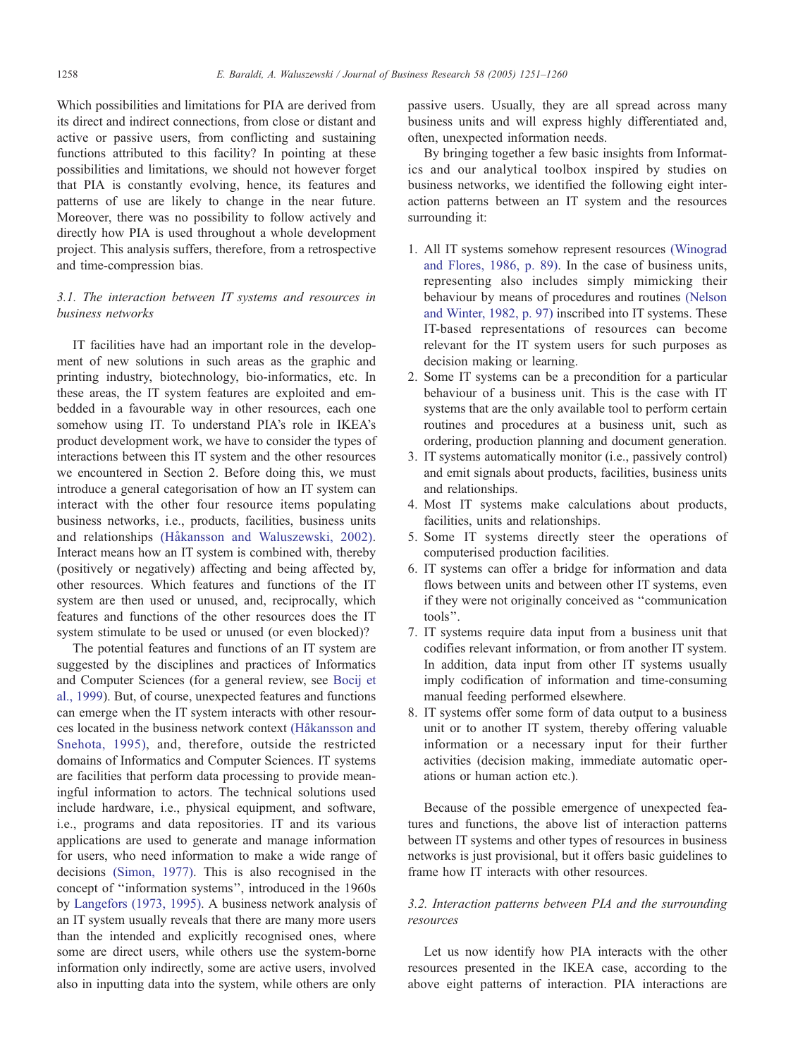Which possibilities and limitations for PIA are derived from its direct and indirect connections, from close or distant and active or passive users, from conflicting and sustaining functions attributed to this facility? In pointing at these possibilities and limitations, we should not however forget that PIA is constantly evolving, hence, its features and patterns of use are likely to change in the near future. Moreover, there was no possibility to follow actively and directly how PIA is used throughout a whole development project. This analysis suffers, therefore, from a retrospective and time-compression bias.

### *3.1. The interaction between IT systems and resources in business networks*

IT facilities have had an important role in the development of new solutions in such areas as the graphic and printing industry, biotechnology, bio-informatics, etc. In these areas, the IT system features are exploited and embedded in a favourable way in other resources, each one somehow using IT. To understand PIA's role in IKEA's product development work, we have to consider the types of interactions between this IT system and the other resources we encountered in Section 2. Before doing this, we must introduce a general categorisation of how an IT system can interact with the other four resource items populating business networks, i.e., products, facilities, business units and relationships (Håkansson and Waluszewski, 2002). Interact means how an IT system is combined with, thereby (positively or negatively) affecting and being affected by, other resources. Which features and functions of the IT system are then used or unused, and, reciprocally, which features and functions of the other resources does the IT system stimulate to be used or unused (or even blocked)?

The potential features and functions of an IT system are suggested by the disciplines and practices of Informatics and Computer Sciences (for a general review, see Bocij et al., 1999). But, of course, unexpected features and functions can emerge when the IT system interacts with other resources located in the business network context (Håkansson and Snehota, 1995), and, therefore, outside the restricted domains of Informatics and Computer Sciences. IT systems are facilities that perform data processing to provide meaningful information to actors. The technical solutions used include hardware, i.e., physical equipment, and software, i.e., programs and data repositories. IT and its various applications are used to generate and manage information for users, who need information to make a wide range of decisions (Simon, 1977). This is also recognised in the concept of ''information systems'', introduced in the 1960s by Langefors (1973, 1995). A business network analysis of an IT system usually reveals that there are many more users than the intended and explicitly recognised ones, where some are direct users, while others use the system-borne information only indirectly, some are active users, involved also in inputting data into the system, while others are only passive users. Usually, they are all spread across many business units and will express highly differentiated and, often, unexpected information needs.

By bringing together a few basic insights from Informatics and our analytical toolbox inspired by studies on business networks, we identified the following eight interaction patterns between an IT system and the resources surrounding it:

1. All IT systems somehow represent resources (Winograd and Flores, 1986, p. 89). In the case of business units, representing also includes simply mimicking their behaviour by means of procedures and routines (Nelson and Winter, 1982, p. 97) inscribed into IT systems. These IT-based representations of resources can become relevant for the IT system users for such purposes as decision making or learning.
2. Some IT systems can be a precondition for a particular behaviour of a business unit. This is the case with IT systems that are the only available tool to perform certain routines and procedures at a business unit, such as ordering, production planning and document generation.
3. IT systems automatically monitor (i.e., passively control) and emit signals about products, facilities, business units and relationships.
4. Most IT systems make calculations about products, facilities, units and relationships.
5. Some IT systems directly steer the operations of computerised production facilities.
6. IT systems can offer a bridge for information and data flows between units and between other IT systems, even if they were not originally conceived as ''communication tools''.
7. IT systems require data input from a business unit that codifies relevant information, or from another IT system. In addition, data input from other IT systems usually imply codification of information and time-consuming manual feeding performed elsewhere.
8. IT systems offer some form of data output to a business unit or to another IT system, thereby offering valuable information or a necessary input for their further activities (decision making, immediate automatic operations or human action etc.).

Because of the possible emergence of unexpected features and functions, the above list of interaction patterns between IT systems and other types of resources in business networks is just provisional, but it offers basic guidelines to frame how IT interacts with other resources.

### *3.2. Interaction patterns between PIA and the surrounding resources*

Let us now identify how PIA interacts with the other resources presented in the IKEA case, according to the above eight patterns of interaction. PIA interactions are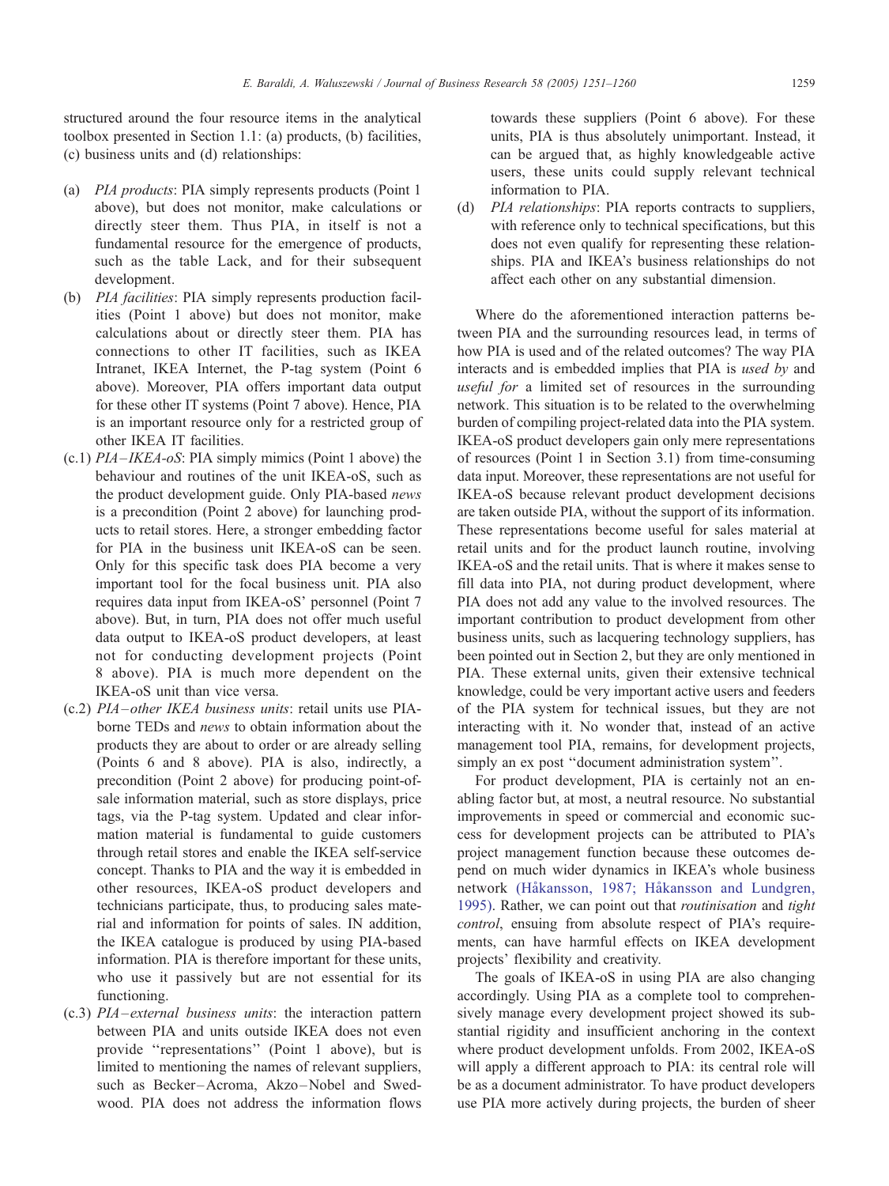structured around the four resource items in the analytical toolbox presented in Section 1.1: (a) products, (b) facilities, (c) business units and (d) relationships:

- (a) *PIA products*: PIA simply represents products (Point 1 above), but does not monitor, make calculations or directly steer them. Thus PIA, in itself is not a fundamental resource for the emergence of products, such as the table Lack, and for their subsequent development.
- (b) *PIA facilities*: PIA simply represents production facilities (Point 1 above) but does not monitor, make calculations about or directly steer them. PIA has connections to other IT facilities, such as IKEA Intranet, IKEA Internet, the P-tag system (Point 6 above). Moreover, PIA offers important data output for these other IT systems (Point 7 above). Hence, PIA is an important resource only for a restricted group of other IKEA IT facilities.
- (c.1) *PIA–IKEA-oS*: PIA simply mimics (Point 1 above) the behaviour and routines of the unit IKEA-oS, such as the product development guide. Only PIA-based *news* is a precondition (Point 2 above) for launching products to retail stores. Here, a stronger embedding factor for PIA in the business unit IKEA-oS can be seen. Only for this specific task does PIA become a very important tool for the focal business unit. PIA also requires data input from IKEA-oS' personnel (Point 7 above). But, in turn, PIA does not offer much useful data output to IKEA-oS product developers, at least not for conducting development projects (Point 8 above). PIA is much more dependent on the IKEA-oS unit than vice versa.
- (c.2) *PIA–other IKEA business units*: retail units use PIA-borne TEDs and *news* to obtain information about the products they are about to order or are already selling (Points 6 and 8 above). PIA is also, indirectly, a precondition (Point 2 above) for producing point-of-sale information material, such as store displays, price tags, via the P-tag system. Updated and clear information material is fundamental to guide customers through retail stores and enable the IKEA self-service concept. Thanks to PIA and the way it is embedded in other resources, IKEA-oS product developers and technicians participate, thus, to producing sales material and information for points of sales. IN addition, the IKEA catalogue is produced by using PIA-based information. PIA is therefore important for these units, who use it passively but are not essential for its functioning.
- (c.3) *PIA–external business units*: the interaction pattern between PIA and units outside IKEA does not even provide "representations" (Point 1 above), but is limited to mentioning the names of relevant suppliers, such as Becker–Acroma, Akzo–Nobel and Swedwood. PIA does not address the information flows towards these suppliers (Point 6 above). For these units, PIA is thus absolutely unimportant. Instead, it can be argued that, as highly knowledgeable active users, these units could supply relevant technical information to PIA.
- (d) *PIA relationships*: PIA reports contracts to suppliers, with reference only to technical specifications, but this does not even qualify for representing these relationships. PIA and IKEA's business relationships do not affect each other on any substantial dimension.

Where do the aforementioned interaction patterns between PIA and the surrounding resources lead, in terms of how PIA is used and of the related outcomes? The way PIA interacts and is embedded implies that PIA is *used by* and *useful for* a limited set of resources in the surrounding network. This situation is to be related to the overwhelming burden of compiling project-related data into the PIA system. IKEA-oS product developers gain only mere representations of resources (Point 1 in Section 3.1) from time-consuming data input. Moreover, these representations are not useful for IKEA-oS because relevant product development decisions are taken outside PIA, without the support of its information. These representations become useful for sales material at retail units and for the product launch routine, involving IKEA-oS and the retail units. That is where it makes sense to fill data into PIA, not during product development, where PIA does not add any value to the involved resources. The important contribution to product development from other business units, such as lacquering technology suppliers, has been pointed out in Section 2, but they are only mentioned in PIA. These external units, given their extensive technical knowledge, could be very important active users and feeders of the PIA system for technical issues, but they are not interacting with it. No wonder that, instead of an active management tool PIA, remains, for development projects, simply an ex post "document administration system".

For product development, PIA is certainly not an enabling factor but, at most, a neutral resource. No substantial improvements in speed or commercial and economic success for development projects can be attributed to PIA's project management function because these outcomes depend on much wider dynamics in IKEA's whole business network (Håkansson, 1987; Håkansson and Lundgren, 1995). Rather, we can point out that *routinisation* and *tight control*, ensuing from absolute respect of PIA's requirements, can have harmful effects on IKEA development projects' flexibility and creativity.

The goals of IKEA-oS in using PIA are also changing accordingly. Using PIA as a complete tool to comprehensively manage every development project showed its substantial rigidity and insufficient anchoring in the context where product development unfolds. From 2002, IKEA-oS will apply a different approach to PIA: its central role will be as a document administrator. To have product developers use PIA more actively during projects, the burden of sheer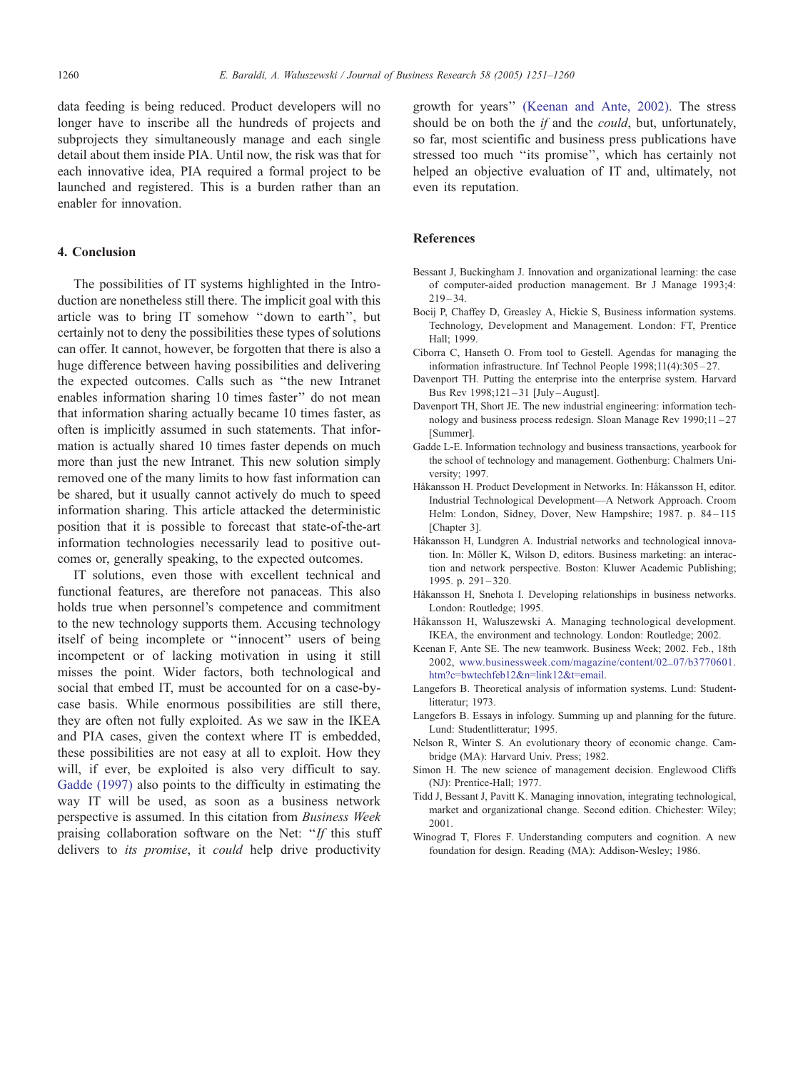data feeding is being reduced. Product developers will no longer have to inscribe all the hundreds of projects and subprojects they simultaneously manage and each single detail about them inside PIA. Until now, the risk was that for each innovative idea, PIA required a formal project to be launched and registered. This is a burden rather than an enabler for innovation.

## 4. Conclusion

The possibilities of IT systems highlighted in the Introduction are nonetheless still there. The implicit goal with this article was to bring IT somehow ‘‘down to earth’’, but certainly not to deny the possibilities these types of solutions can offer. It cannot, however, be forgotten that there is also a huge difference between having possibilities and delivering the expected outcomes. Calls such as ‘‘the new Intranet enables information sharing 10 times faster’’ do not mean that information sharing actually became 10 times faster, as often is implicitly assumed in such statements. That information is actually shared 10 times faster depends on much more than just the new Intranet. This new solution simply removed one of the many limits to how fast information can be shared, but it usually cannot actively do much to speed information sharing. This article attacked the deterministic position that it is possible to forecast that state-of-the-art information technologies necessarily lead to positive outcomes or, generally speaking, to the expected outcomes.

IT solutions, even those with excellent technical and functional features, are therefore not panaceas. This also holds true when personnel’s competence and commitment to the new technology supports them. Accusing technology itself of being incomplete or ‘‘innocent’’ users of being incompetent or of lacking motivation in using it still misses the point. Wider factors, both technological and social that embed IT, must be accounted for on a case-by-case basis. While enormous possibilities are still there, they are often not fully exploited. As we saw in the IKEA and PIA cases, given the context where IT is embedded, these possibilities are not easy at all to exploit. How they will, if ever, be exploited is also very difficult to say. Gadde (1997) also points to the difficulty in estimating the way IT will be used, as soon as a business network perspective is assumed. In this citation from *Business Week* praising collaboration software on the Net: ‘‘*If* this stuff delivers to *its promise*, it *could* help drive productivity growth for years’’ (Keenan and Ante, 2002). The stress should be on both the *if* and the *could*, but, unfortunately, so far, most scientific and business press publications have stressed too much ‘‘its promise’’, which has certainly not helped an objective evaluation of IT and, ultimately, not even its reputation.

## References

Bessant J, Buckingham J. Innovation and organizational learning: the case of computer-aided production management. Br J Manage 1993;4:219–34.

Bocij P, Chaffey D, Greasley A, Hickie S, Business information systems. Technology, Development and Management. London: FT, Prentice Hall; 1999.

Ciborra C, Hanseth O. From tool to Gestell. Agendas for managing the information infrastructure. Inf Technol People 1998;11(4):305–27.

Davenport TH. Putting the enterprise into the enterprise system. Harvard Bus Rev 1998;121–31 [July–August].

Davenport TH, Short JE. The new industrial engineering: information technology and business process redesign. Sloan Manage Rev 1990;11–27 [Summer].

Gadde L-E. Information technology and business transactions, yearbook for the school of technology and management. Gothenburg: Chalmers University; 1997.

Håkansson H. Product Development in Networks. In: Håkansson H, editor. Industrial Technological Development—A Network Approach. Croom Helm: London, Sidney, Dover, New Hampshire; 1987. p. 84–115 [Chapter 3].

Håkansson H, Lundgren A. Industrial networks and technological innovation. In: Möller K, Wilson D, editors. Business marketing: an interaction and network perspective. Boston: Kluwer Academic Publishing; 1995. p. 291–320.

Håkansson H, Snehota I. Developing relationships in business networks. London: Routledge; 1995.

Håkansson H, Waluszewski A. Managing technological development. IKEA, the environment and technology. London: Routledge; 2002.

Keenan F, Ante SE. The new teamwork. Business Week; 2002. Feb., 18th 2002, www.businessweek.com/magazine/content/02_07/b3770601.htm?c=bwtechfeb12&n=link12&t=email.

Langefors B. Theoretical analysis of information systems. Lund: Studentlitteratur; 1973.

Langefors B. Essays in infology. Summing up and planning for the future. Lund: Studentlitteratur; 1995.

Nelson R, Winter S. An evolutionary theory of economic change. Cambridge (MA): Harvard Univ. Press; 1982.

Simon H. The new science of management decision. Englewood Cliffs (NJ): Prentice-Hall; 1977.

Tidd J, Bessant J, Pavitt K. Managing innovation, integrating technological, market and organizational change. Second edition. Chichester: Wiley; 2001.

Winograd T, Flores F. Understanding computers and cognition. A new foundation for design. Reading (MA): Addison-Wesley; 1986.